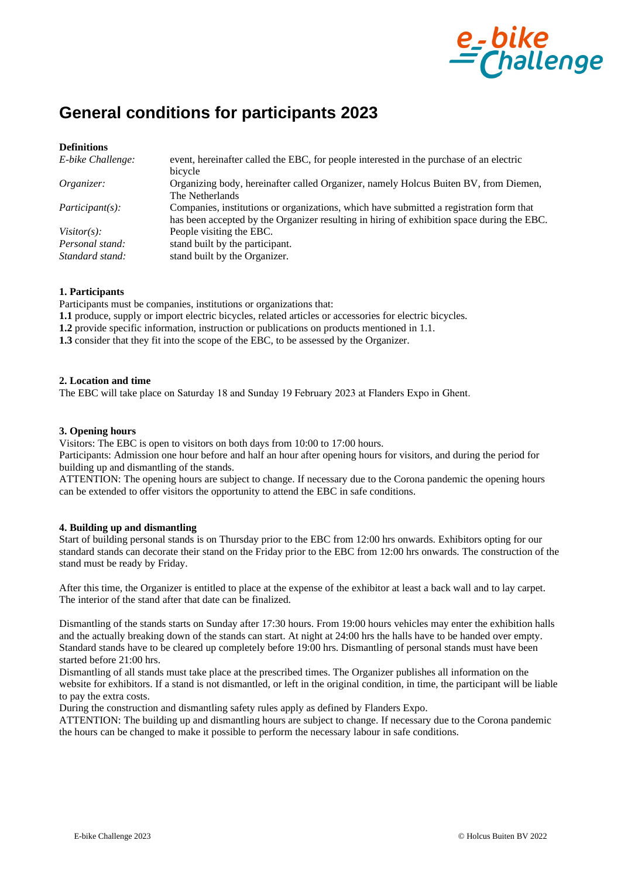# General conditions for participants 2023

**Definitions**

| | |
|---|---|
| *E-bike Challenge:* | event, hereinafter called the EBC, for people interested in the purchase of an electric bicycle |
| *Organizer:* | Organizing body, hereinafter called Organizer, namely Holcus Buiten BV, from Diemen, The Netherlands |
| *Participant(s):* | Companies, institutions or organizations, which have submitted a registration form that has been accepted by the Organizer resulting in hiring of exhibition space during the EBC. |
| *Visitor(s):* | People visiting the EBC. |
| *Personal stand:* | stand built by the participant. |
| *Standard stand:* | stand built by the Organizer. |

**1. Participants**

Participants must be companies, institutions or organizations that:

**1.1** produce, supply or import electric bicycles, related articles or accessories for electric bicycles.

**1.2** provide specific information, instruction or publications on products mentioned in 1.1.

**1.3** consider that they fit into the scope of the EBC, to be assessed by the Organizer.

**2. Location and time**

The EBC will take place on Saturday 18 and Sunday 19 February 2023 at Flanders Expo in Ghent.

**3. Opening hours**

Visitors: The EBC is open to visitors on both days from 10:00 to 17:00 hours.

Participants: Admission one hour before and half an hour after opening hours for visitors, and during the period for building up and dismantling of the stands.

ATTENTION: The opening hours are subject to change. If necessary due to the Corona pandemic the opening hours can be extended to offer visitors the opportunity to attend the EBC in safe conditions.

**4. Building up and dismantling**

Start of building personal stands is on Thursday prior to the EBC from 12:00 hrs onwards. Exhibitors opting for our standard stands can decorate their stand on the Friday prior to the EBC from 12:00 hrs onwards. The construction of the stand must be ready by Friday.

After this time, the Organizer is entitled to place at the expense of the exhibitor at least a back wall and to lay carpet. The interior of the stand after that date can be finalized.

Dismantling of the stands starts on Sunday after 17:30 hours. From 19:00 hours vehicles may enter the exhibition halls and the actually breaking down of the stands can start. At night at 24:00 hrs the halls have to be handed over empty. Standard stands have to be cleared up completely before 19:00 hrs. Dismantling of personal stands must have been started before 21:00 hrs.

Dismantling of all stands must take place at the prescribed times. The Organizer publishes all information on the website for exhibitors. If a stand is not dismantled, or left in the original condition, in time, the participant will be liable to pay the extra costs.

During the construction and dismantling safety rules apply as defined by Flanders Expo.

ATTENTION: The building up and dismantling hours are subject to change. If necessary due to the Corona pandemic the hours can be changed to make it possible to perform the necessary labour in safe conditions.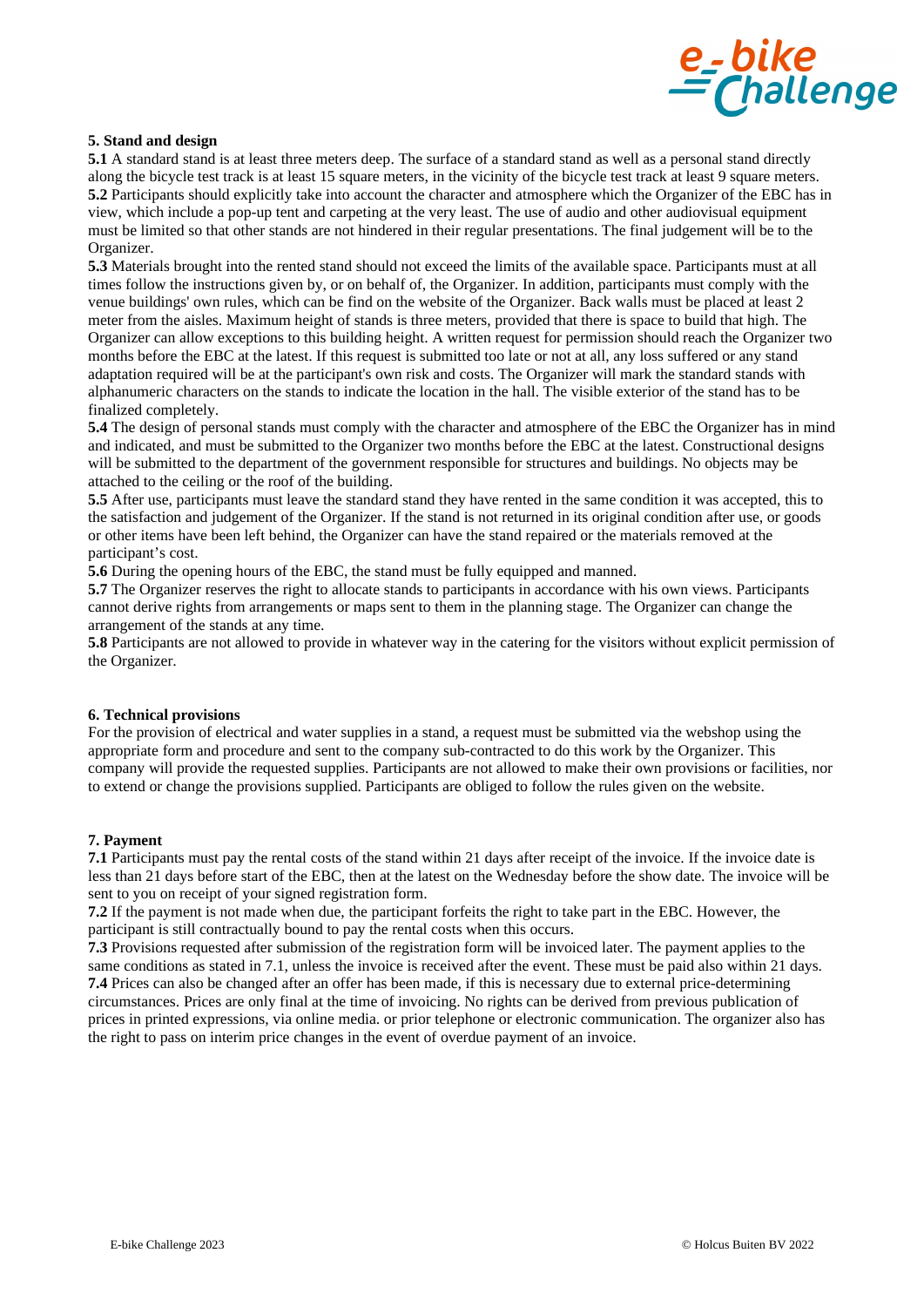**5. Stand and design**

**5.1** A standard stand is at least three meters deep. The surface of a standard stand as well as a personal stand directly along the bicycle test track is at least 15 square meters, in the vicinity of the bicycle test track at least 9 square meters.

**5.2** Participants should explicitly take into account the character and atmosphere which the Organizer of the EBC has in view, which include a pop-up tent and carpeting at the very least. The use of audio and other audiovisual equipment must be limited so that other stands are not hindered in their regular presentations. The final judgement will be to the Organizer.

**5.3** Materials brought into the rented stand should not exceed the limits of the available space. Participants must at all times follow the instructions given by, or on behalf of, the Organizer. In addition, participants must comply with the venue buildings' own rules, which can be find on the website of the Organizer. Back walls must be placed at least 2 meter from the aisles. Maximum height of stands is three meters, provided that there is space to build that high. The Organizer can allow exceptions to this building height. A written request for permission should reach the Organizer two months before the EBC at the latest. If this request is submitted too late or not at all, any loss suffered or any stand adaptation required will be at the participant's own risk and costs. The Organizer will mark the standard stands with alphanumeric characters on the stands to indicate the location in the hall. The visible exterior of the stand has to be finalized completely.

**5.4** The design of personal stands must comply with the character and atmosphere of the EBC the Organizer has in mind and indicated, and must be submitted to the Organizer two months before the EBC at the latest. Constructional designs will be submitted to the department of the government responsible for structures and buildings. No objects may be attached to the ceiling or the roof of the building.

**5.5** After use, participants must leave the standard stand they have rented in the same condition it was accepted, this to the satisfaction and judgement of the Organizer. If the stand is not returned in its original condition after use, or goods or other items have been left behind, the Organizer can have the stand repaired or the materials removed at the participant's cost.

**5.6** During the opening hours of the EBC, the stand must be fully equipped and manned.

**5.7** The Organizer reserves the right to allocate stands to participants in accordance with his own views. Participants cannot derive rights from arrangements or maps sent to them in the planning stage. The Organizer can change the arrangement of the stands at any time.

**5.8** Participants are not allowed to provide in whatever way in the catering for the visitors without explicit permission of the Organizer.

**6. Technical provisions**

For the provision of electrical and water supplies in a stand, a request must be submitted via the webshop using the appropriate form and procedure and sent to the company sub-contracted to do this work by the Organizer. This company will provide the requested supplies. Participants are not allowed to make their own provisions or facilities, nor to extend or change the provisions supplied. Participants are obliged to follow the rules given on the website.

**7. Payment**

**7.1** Participants must pay the rental costs of the stand within 21 days after receipt of the invoice. If the invoice date is less than 21 days before start of the EBC, then at the latest on the Wednesday before the show date. The invoice will be sent to you on receipt of your signed registration form.

**7.2** If the payment is not made when due, the participant forfeits the right to take part in the EBC. However, the participant is still contractually bound to pay the rental costs when this occurs.

**7.3** Provisions requested after submission of the registration form will be invoiced later. The payment applies to the same conditions as stated in 7.1, unless the invoice is received after the event. These must be paid also within 21 days.

**7.4** Prices can also be changed after an offer has been made, if this is necessary due to external price-determining circumstances. Prices are only final at the time of invoicing. No rights can be derived from previous publication of prices in printed expressions, via online media. or prior telephone or electronic communication. The organizer also has the right to pass on interim price changes in the event of overdue payment of an invoice.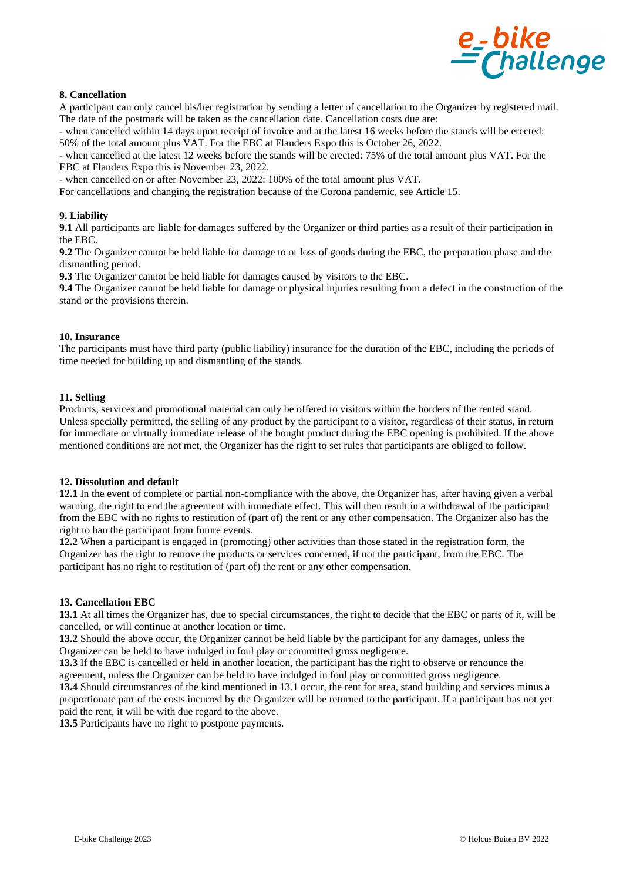**8. Cancellation**

A participant can only cancel his/her registration by sending a letter of cancellation to the Organizer by registered mail. The date of the postmark will be taken as the cancellation date. Cancellation costs due are:

- when cancelled within 14 days upon receipt of invoice and at the latest 16 weeks before the stands will be erected: 50% of the total amount plus VAT. For the EBC at Flanders Expo this is October 26, 2022.
- when cancelled at the latest 12 weeks before the stands will be erected: 75% of the total amount plus VAT. For the EBC at Flanders Expo this is November 23, 2022.
- when cancelled on or after November 23, 2022: 100% of the total amount plus VAT.

For cancellations and changing the registration because of the Corona pandemic, see Article 15.

**9. Liability**

**9.1** All participants are liable for damages suffered by the Organizer or third parties as a result of their participation in the EBC.

**9.2** The Organizer cannot be held liable for damage to or loss of goods during the EBC, the preparation phase and the dismantling period.

**9.3** The Organizer cannot be held liable for damages caused by visitors to the EBC.

**9.4** The Organizer cannot be held liable for damage or physical injuries resulting from a defect in the construction of the stand or the provisions therein.

**10. Insurance**

The participants must have third party (public liability) insurance for the duration of the EBC, including the periods of time needed for building up and dismantling of the stands.

**11. Selling**

Products, services and promotional material can only be offered to visitors within the borders of the rented stand. Unless specially permitted, the selling of any product by the participant to a visitor, regardless of their status, in return for immediate or virtually immediate release of the bought product during the EBC opening is prohibited. If the above mentioned conditions are not met, the Organizer has the right to set rules that participants are obliged to follow.

**12. Dissolution and default**

**12.1** In the event of complete or partial non-compliance with the above, the Organizer has, after having given a verbal warning, the right to end the agreement with immediate effect. This will then result in a withdrawal of the participant from the EBC with no rights to restitution of (part of) the rent or any other compensation. The Organizer also has the right to ban the participant from future events.

**12.2** When a participant is engaged in (promoting) other activities than those stated in the registration form, the Organizer has the right to remove the products or services concerned, if not the participant, from the EBC. The participant has no right to restitution of (part of) the rent or any other compensation.

**13. Cancellation EBC**

**13.1** At all times the Organizer has, due to special circumstances, the right to decide that the EBC or parts of it, will be cancelled, or will continue at another location or time.

**13.2** Should the above occur, the Organizer cannot be held liable by the participant for any damages, unless the Organizer can be held to have indulged in foul play or committed gross negligence.

**13.3** If the EBC is cancelled or held in another location, the participant has the right to observe or renounce the agreement, unless the Organizer can be held to have indulged in foul play or committed gross negligence.

**13.4** Should circumstances of the kind mentioned in 13.1 occur, the rent for area, stand building and services minus a proportionate part of the costs incurred by the Organizer will be returned to the participant. If a participant has not yet paid the rent, it will be with due regard to the above.

**13.5** Participants have no right to postpone payments.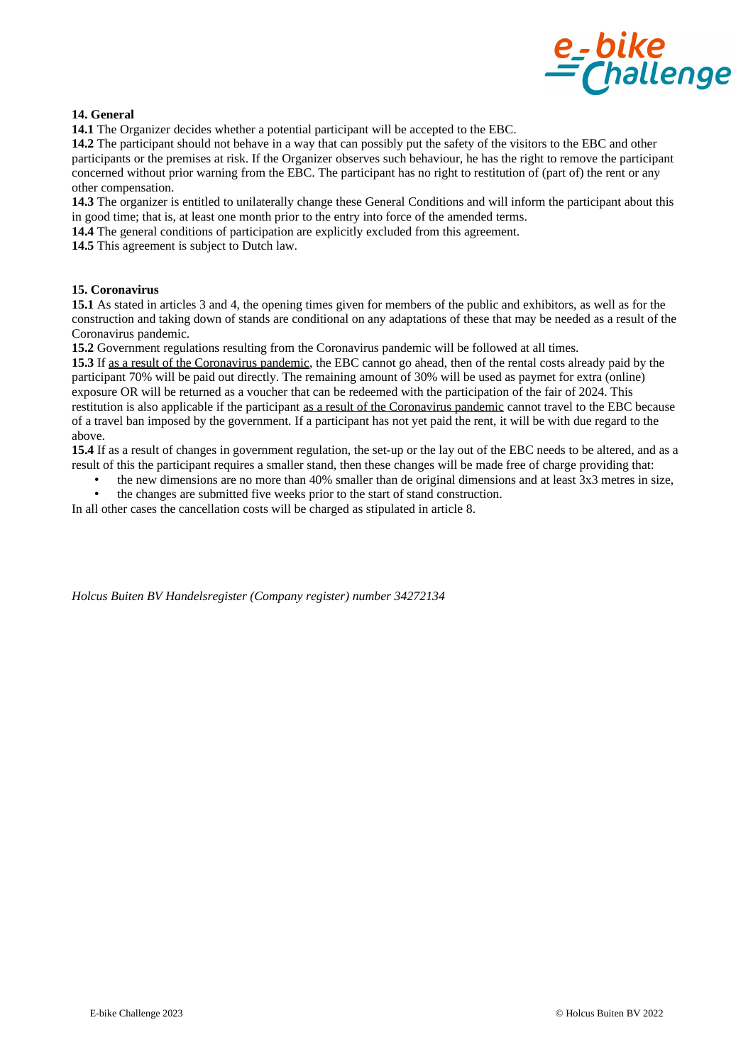**14. General**

**14.1** The Organizer decides whether a potential participant will be accepted to the EBC.

**14.2** The participant should not behave in a way that can possibly put the safety of the visitors to the EBC and other participants or the premises at risk. If the Organizer observes such behaviour, he has the right to remove the participant concerned without prior warning from the EBC. The participant has no right to restitution of (part of) the rent or any other compensation.

**14.3** The organizer is entitled to unilaterally change these General Conditions and will inform the participant about this in good time; that is, at least one month prior to the entry into force of the amended terms.

**14.4** The general conditions of participation are explicitly excluded from this agreement.

**14.5** This agreement is subject to Dutch law.

**15. Coronavirus**

**15.1** As stated in articles 3 and 4, the opening times given for members of the public and exhibitors, as well as for the construction and taking down of stands are conditional on any adaptations of these that may be needed as a result of the Coronavirus pandemic.

**15.2** Government regulations resulting from the Coronavirus pandemic will be followed at all times.

**15.3** If as a result of the Coronavirus pandemic, the EBC cannot go ahead, then of the rental costs already paid by the participant 70% will be paid out directly. The remaining amount of 30% will be used as paymet for extra (online) exposure OR will be returned as a voucher that can be redeemed with the participation of the fair of 2024. This restitution is also applicable if the participant as a result of the Coronavirus pandemic cannot travel to the EBC because of a travel ban imposed by the government. If a participant has not yet paid the rent, it will be with due regard to the above.

**15.4** If as a result of changes in government regulation, the set-up or the lay out of the EBC needs to be altered, and as a result of this the participant requires a smaller stand, then these changes will be made free of charge providing that:

- the new dimensions are no more than 40% smaller than de original dimensions and at least 3x3 metres in size,
- the changes are submitted five weeks prior to the start of stand construction.

In all other cases the cancellation costs will be charged as stipulated in article 8.

*Holcus Buiten BV Handelsregister (Company register) number 34272134*